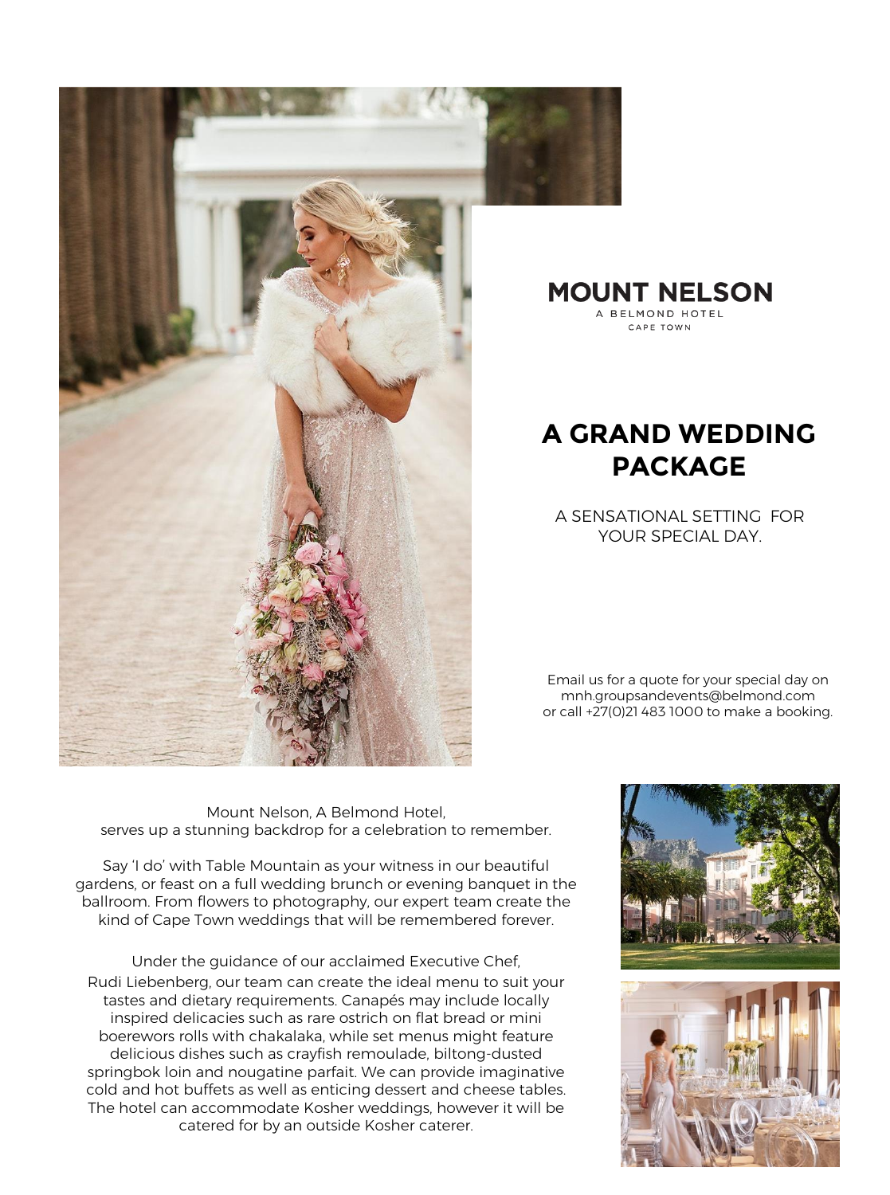**MOUNT NELSON**
A BELMOND HOTEL
CAPE TOWN

# A GRAND WEDDING PACKAGE

A SENSATIONAL SETTING FOR YOUR SPECIAL DAY.

Email us for a quote for your special day on mnh.groupsandevents@belmond.com or call +27(0)21 483 1000 to make a booking.

Mount Nelson, A Belmond Hotel, serves up a stunning backdrop for a celebration to remember.

Say 'I do' with Table Mountain as your witness in our beautiful gardens, or feast on a full wedding brunch or evening banquet in the ballroom. From flowers to photography, our expert team create the kind of Cape Town weddings that will be remembered forever.

Under the guidance of our acclaimed Executive Chef, Rudi Liebenberg, our team can create the ideal menu to suit your tastes and dietary requirements. Canapés may include locally inspired delicacies such as rare ostrich on flat bread or mini boerewors rolls with chakalaka, while set menus might feature delicious dishes such as crayfish remoulade, biltong-dusted springbok loin and nougatine parfait. We can provide imaginative cold and hot buffets as well as enticing dessert and cheese tables. The hotel can accommodate Kosher weddings, however it will be catered for by an outside Kosher caterer.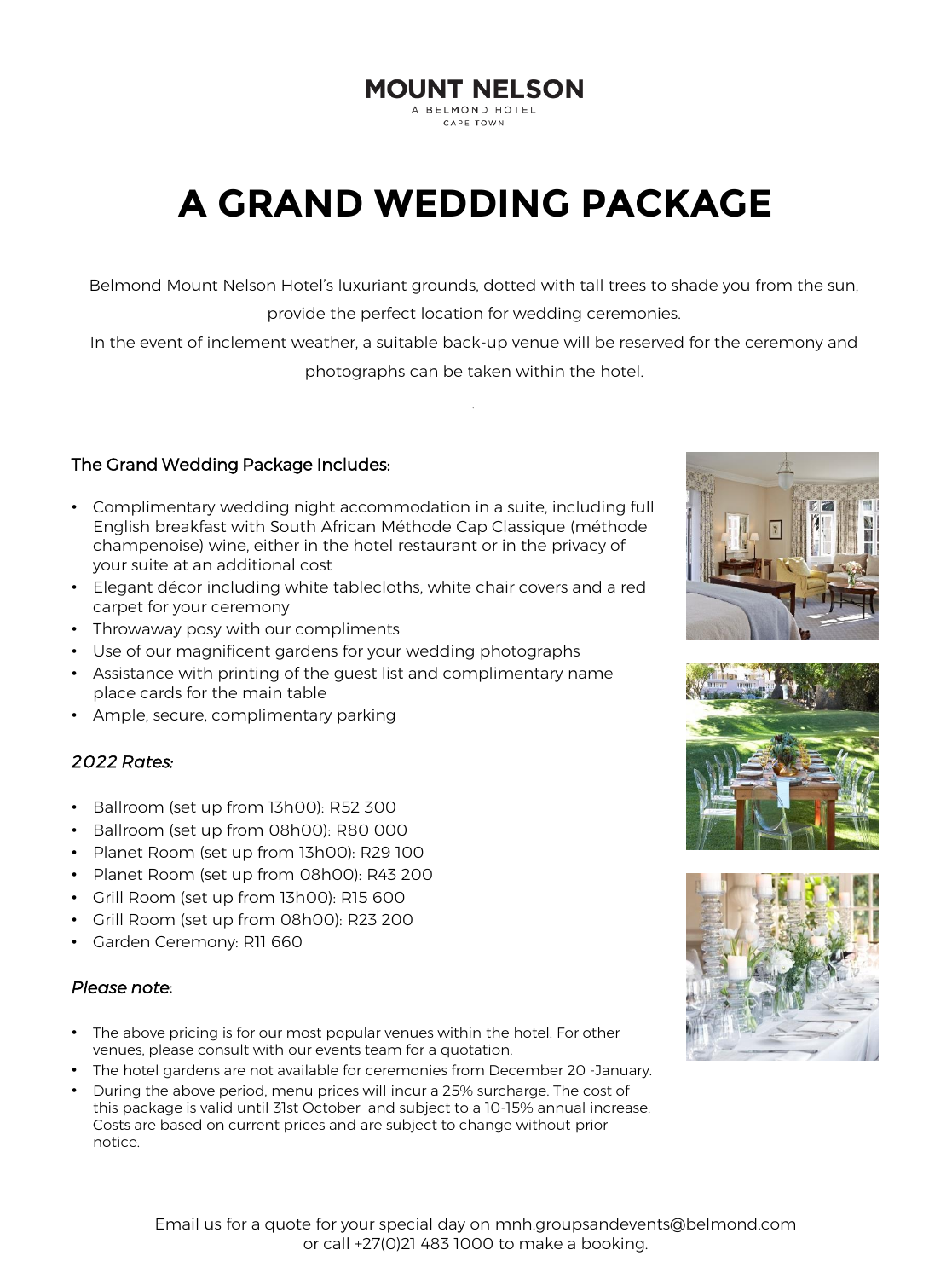MOUNT NELSON
A BELMOND HOTEL
CAPE TOWN

# A GRAND WEDDING PACKAGE

Belmond Mount Nelson Hotel's luxuriant grounds, dotted with tall trees to shade you from the sun, provide the perfect location for wedding ceremonies.
In the event of inclement weather, a suitable back-up venue will be reserved for the ceremony and photographs can be taken within the hotel.

### The Grand Wedding Package Includes:

- Complimentary wedding night accommodation in a suite, including full English breakfast with South African Méthode Cap Classique (méthode champenoise) wine, either in the hotel restaurant or in the privacy of your suite at an additional cost
- Elegant décor including white tablecloths, white chair covers and a red carpet for your ceremony
- Throwaway posy with our compliments
- Use of our magnificent gardens for your wedding photographs
- Assistance with printing of the guest list and complimentary name place cards for the main table
- Ample, secure, complimentary parking

### *2022 Rates:*

- Ballroom (set up from 13h00): R52 300
- Ballroom (set up from 08h00): R80 000
- Planet Room (set up from 13h00): R29 100
- Planet Room (set up from 08h00): R43 200
- Grill Room (set up from 13h00): R15 600
- Grill Room (set up from 08h00): R23 200
- Garden Ceremony: R11 660

### *Please note*:

- The above pricing is for our most popular venues within the hotel. For other venues, please consult with our events team for a quotation.
- The hotel gardens are not available for ceremonies from December 20 -January.
- During the above period, menu prices will incur a 25% surcharge. The cost of this package is valid until 31st October and subject to a 10-15% annual increase. Costs are based on current prices and are subject to change without prior notice.

Email us for a quote for your special day on mnh.groupsandevents@belmond.com or call +27(0)21 483 1000 to make a booking.